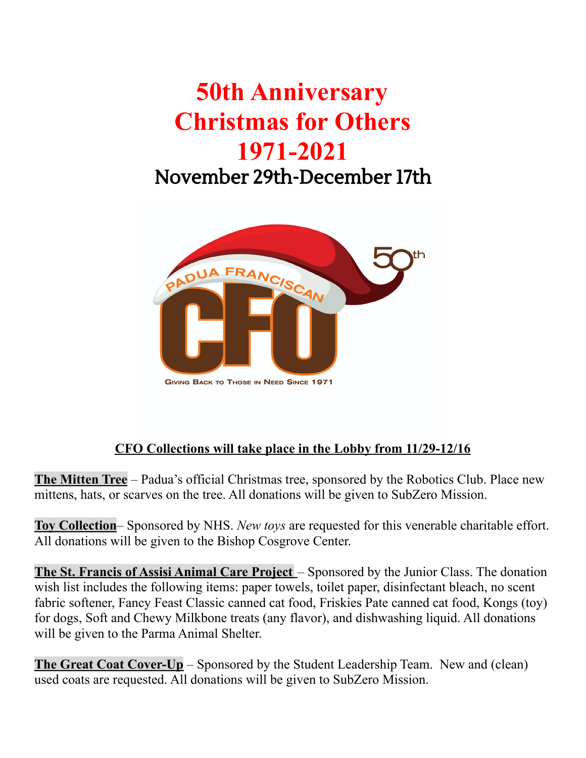# 50th Anniversary
# Christmas for Others
# 1971-2021

## November 29th-December 17th

**CFO Collections will take place in the Lobby from 11/29-12/16**

**The Mitten Tree** – Padua's official Christmas tree, sponsored by the Robotics Club. Place new mittens, hats, or scarves on the tree. All donations will be given to SubZero Mission.

**Toy Collection**– Sponsored by NHS. *New toys* are requested for this venerable charitable effort. All donations will be given to the Bishop Cosgrove Center.

**The St. Francis of Assisi Animal Care Project** – Sponsored by the Junior Class. The donation wish list includes the following items: paper towels, toilet paper, disinfectant bleach, no scent fabric softener, Fancy Feast Classic canned cat food, Friskies Pate canned cat food, Kongs (toy) for dogs, Soft and Chewy Milkbone treats (any flavor), and dishwashing liquid. All donations will be given to the Parma Animal Shelter.

**The Great Coat Cover-Up** – Sponsored by the Student Leadership Team. New and (clean) used coats are requested. All donations will be given to SubZero Mission.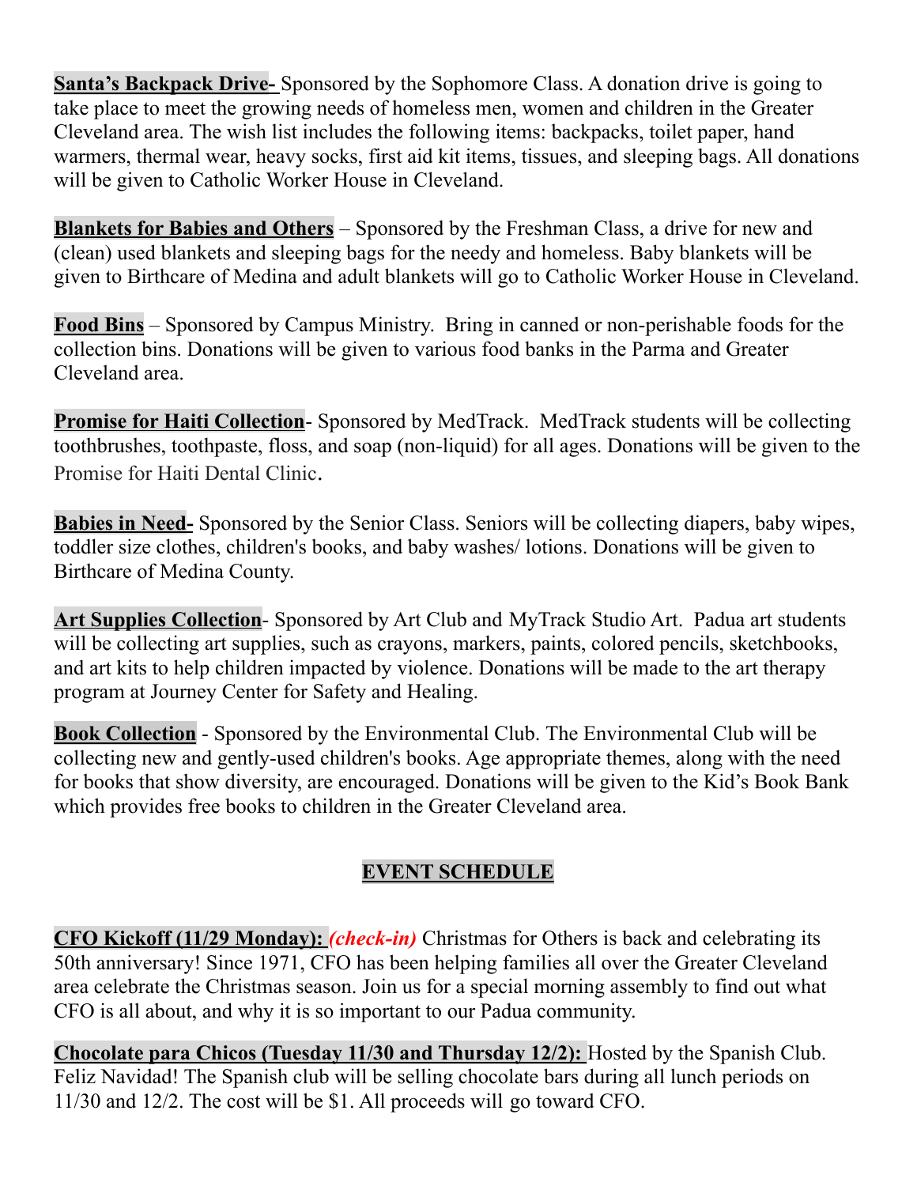**Santa's Backpack Drive-** Sponsored by the Sophomore Class. A donation drive is going to take place to meet the growing needs of homeless men, women and children in the Greater Cleveland area. The wish list includes the following items: backpacks, toilet paper, hand warmers, thermal wear, heavy socks, first aid kit items, tissues, and sleeping bags. All donations will be given to Catholic Worker House in Cleveland.

**Blankets for Babies and Others** – Sponsored by the Freshman Class, a drive for new and (clean) used blankets and sleeping bags for the needy and homeless. Baby blankets will be given to Birthcare of Medina and adult blankets will go to Catholic Worker House in Cleveland.

**Food Bins** – Sponsored by Campus Ministry. Bring in canned or non-perishable foods for the collection bins. Donations will be given to various food banks in the Parma and Greater Cleveland area.

**Promise for Haiti Collection**- Sponsored by MedTrack. MedTrack students will be collecting toothbrushes, toothpaste, floss, and soap (non-liquid) for all ages. Donations will be given to the Promise for Haiti Dental Clinic.

**Babies in Need-** Sponsored by the Senior Class. Seniors will be collecting diapers, baby wipes, toddler size clothes, children's books, and baby washes/ lotions. Donations will be given to Birthcare of Medina County.

**Art Supplies Collection**- Sponsored by Art Club and MyTrack Studio Art. Padua art students will be collecting art supplies, such as crayons, markers, paints, colored pencils, sketchbooks, and art kits to help children impacted by violence. Donations will be made to the art therapy program at Journey Center for Safety and Healing.

**Book Collection** - Sponsored by the Environmental Club. The Environmental Club will be collecting new and gently-used children's books. Age appropriate themes, along with the need for books that show diversity, are encouraged. Donations will be given to the Kid's Book Bank which provides free books to children in the Greater Cleveland area.

## EVENT SCHEDULE

**CFO Kickoff (11/29 Monday):** ***(check-in)*** Christmas for Others is back and celebrating its 50th anniversary! Since 1971, CFO has been helping families all over the Greater Cleveland area celebrate the Christmas season. Join us for a special morning assembly to find out what CFO is all about, and why it is so important to our Padua community.

**Chocolate para Chicos (Tuesday 11/30 and Thursday 12/2):** Hosted by the Spanish Club. Feliz Navidad! The Spanish club will be selling chocolate bars during all lunch periods on 11/30 and 12/2. The cost will be $1. All proceeds will go toward CFO.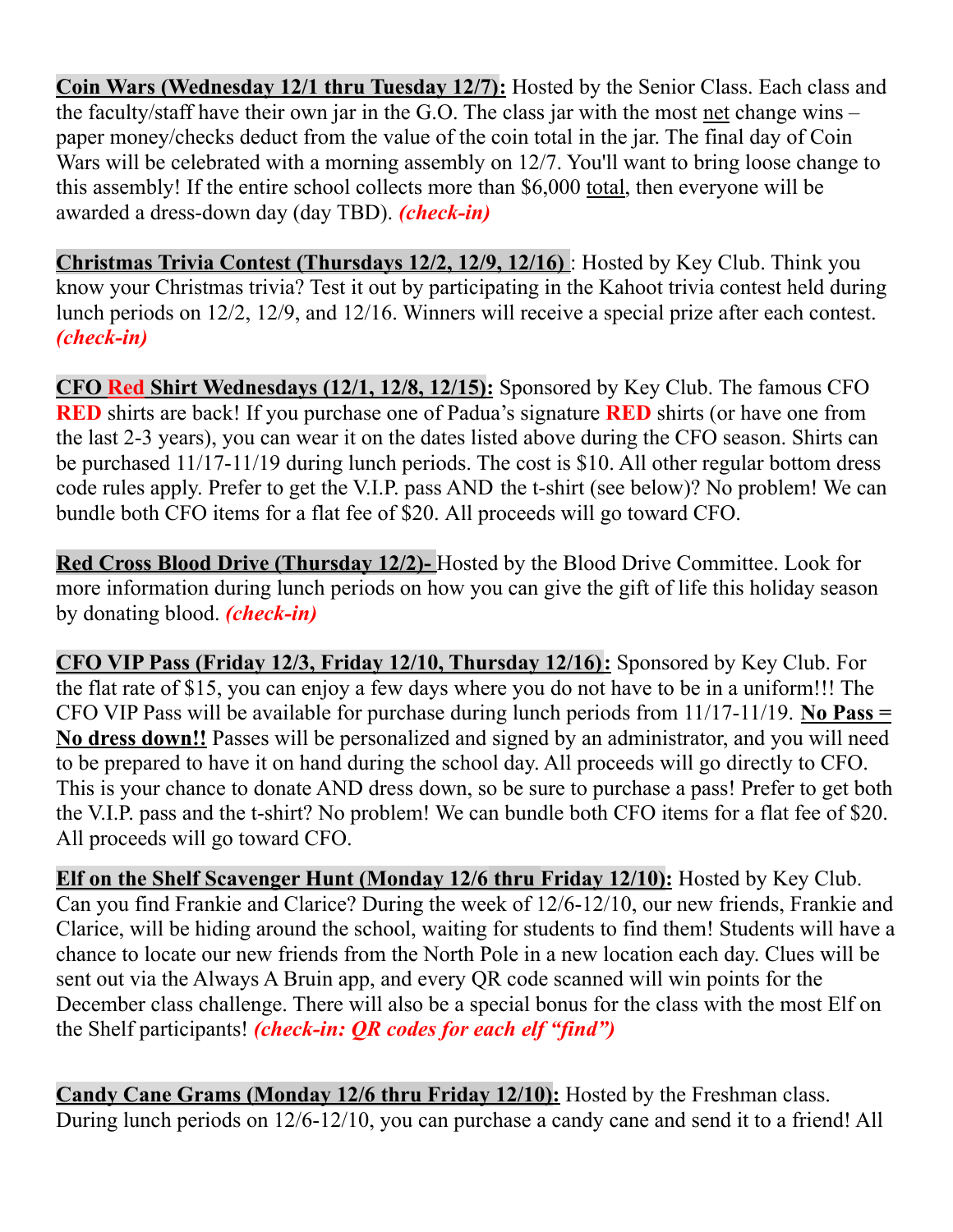**Coin Wars (Wednesday 12/1 thru Tuesday 12/7):** Hosted by the Senior Class. Each class and the faculty/staff have their own jar in the G.O. The class jar with the most net change wins – paper money/checks deduct from the value of the coin total in the jar. The final day of Coin Wars will be celebrated with a morning assembly on 12/7. You'll want to bring loose change to this assembly! If the entire school collects more than $6,000 total, then everyone will be awarded a dress-down day (day TBD). ***(check-in)***

**Christmas Trivia Contest (Thursdays 12/2, 12/9, 12/16)** : Hosted by Key Club. Think you know your Christmas trivia? Test it out by participating in the Kahoot trivia contest held during lunch periods on 12/2, 12/9, and 12/16. Winners will receive a special prize after each contest. ***(check-in)***

**CFO Red Shirt Wednesdays (12/1, 12/8, 12/15):** Sponsored by Key Club. The famous CFO **RED** shirts are back! If you purchase one of Padua's signature **RED** shirts (or have one from the last 2-3 years), you can wear it on the dates listed above during the CFO season. Shirts can be purchased 11/17-11/19 during lunch periods. The cost is $10. All other regular bottom dress code rules apply. Prefer to get the V.I.P. pass AND the t-shirt (see below)? No problem! We can bundle both CFO items for a flat fee of $20. All proceeds will go toward CFO.

**Red Cross Blood Drive (Thursday 12/2)-** Hosted by the Blood Drive Committee. Look for more information during lunch periods on how you can give the gift of life this holiday season by donating blood. ***(check-in)***

**CFO VIP Pass (Friday 12/3, Friday 12/10, Thursday 12/16):** Sponsored by Key Club. For the flat rate of $15, you can enjoy a few days where you do not have to be in a uniform!!! The CFO VIP Pass will be available for purchase during lunch periods from 11/17-11/19. **No Pass = No dress down!!** Passes will be personalized and signed by an administrator, and you will need to be prepared to have it on hand during the school day. All proceeds will go directly to CFO. This is your chance to donate AND dress down, so be sure to purchase a pass! Prefer to get both the V.I.P. pass and the t-shirt? No problem! We can bundle both CFO items for a flat fee of $20. All proceeds will go toward CFO.

**Elf on the Shelf Scavenger Hunt (Monday 12/6 thru Friday 12/10):** Hosted by Key Club. Can you find Frankie and Clarice? During the week of 12/6-12/10, our new friends, Frankie and Clarice, will be hiding around the school, waiting for students to find them! Students will have a chance to locate our new friends from the North Pole in a new location each day. Clues will be sent out via the Always A Bruin app, and every QR code scanned will win points for the December class challenge. There will also be a special bonus for the class with the most Elf on the Shelf participants! ***(check-in: QR codes for each elf "find")***

**Candy Cane Grams (Monday 12/6 thru Friday 12/10):** Hosted by the Freshman class. During lunch periods on 12/6-12/10, you can purchase a candy cane and send it to a friend! All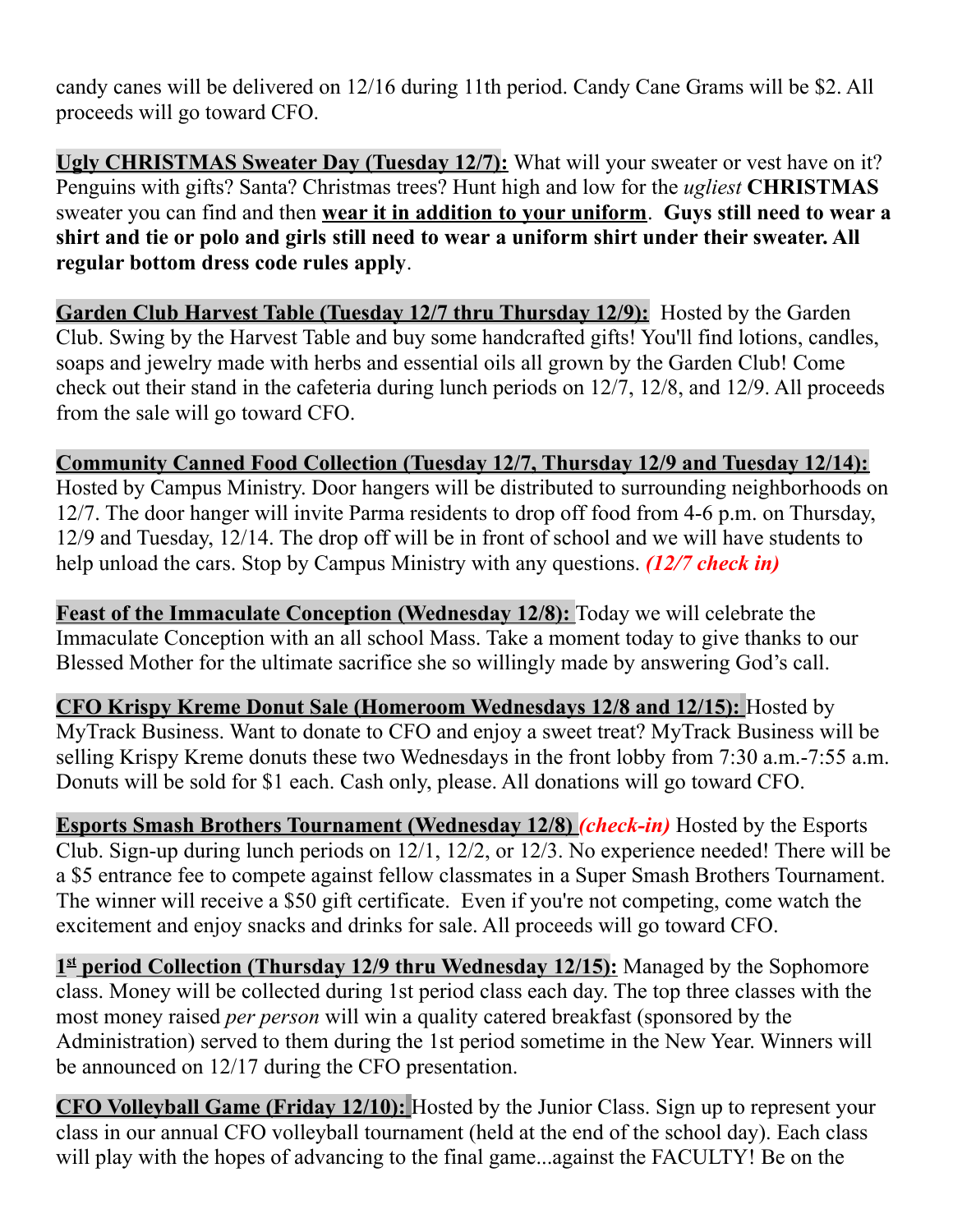candy canes will be delivered on 12/16 during 11th period. Candy Cane Grams will be $2. All proceeds will go toward CFO.

**Ugly CHRISTMAS Sweater Day (Tuesday 12/7):** What will your sweater or vest have on it? Penguins with gifts? Santa? Christmas trees? Hunt high and low for the *ugliest* **CHRISTMAS** sweater you can find and then **wear it in addition to your uniform**. **Guys still need to wear a shirt and tie or polo and girls still need to wear a uniform shirt under their sweater. All regular bottom dress code rules apply**.

**Garden Club Harvest Table (Tuesday 12/7 thru Thursday 12/9):** Hosted by the Garden Club. Swing by the Harvest Table and buy some handcrafted gifts! You'll find lotions, candles, soaps and jewelry made with herbs and essential oils all grown by the Garden Club! Come check out their stand in the cafeteria during lunch periods on 12/7, 12/8, and 12/9. All proceeds from the sale will go toward CFO.

**Community Canned Food Collection (Tuesday 12/7, Thursday 12/9 and Tuesday 12/14):** Hosted by Campus Ministry. Door hangers will be distributed to surrounding neighborhoods on 12/7. The door hanger will invite Parma residents to drop off food from 4-6 p.m. on Thursday, 12/9 and Tuesday, 12/14. The drop off will be in front of school and we will have students to help unload the cars. Stop by Campus Ministry with any questions. ***(12/7 check in)***

**Feast of the Immaculate Conception (Wednesday 12/8):** Today we will celebrate the Immaculate Conception with an all school Mass. Take a moment today to give thanks to our Blessed Mother for the ultimate sacrifice she so willingly made by answering God's call.

**CFO Krispy Kreme Donut Sale (Homeroom Wednesdays 12/8 and 12/15):** Hosted by MyTrack Business. Want to donate to CFO and enjoy a sweet treat? MyTrack Business will be selling Krispy Kreme donuts these two Wednesdays in the front lobby from 7:30 a.m.-7:55 a.m. Donuts will be sold for $1 each. Cash only, please. All donations will go toward CFO.

**Esports Smash Brothers Tournament (Wednesday 12/8)** ***(check-in)*** Hosted by the Esports Club. Sign-up during lunch periods on 12/1, 12/2, or 12/3. No experience needed! There will be a $5 entrance fee to compete against fellow classmates in a Super Smash Brothers Tournament. The winner will receive a $50 gift certificate. Even if you're not competing, come watch the excitement and enjoy snacks and drinks for sale. All proceeds will go toward CFO.

**1st period Collection (Thursday 12/9 thru Wednesday 12/15):** Managed by the Sophomore class. Money will be collected during 1st period class each day. The top three classes with the most money raised *per person* will win a quality catered breakfast (sponsored by the Administration) served to them during the 1st period sometime in the New Year. Winners will be announced on 12/17 during the CFO presentation.

**CFO Volleyball Game (Friday 12/10):** Hosted by the Junior Class. Sign up to represent your class in our annual CFO volleyball tournament (held at the end of the school day). Each class will play with the hopes of advancing to the final game...against the FACULTY! Be on the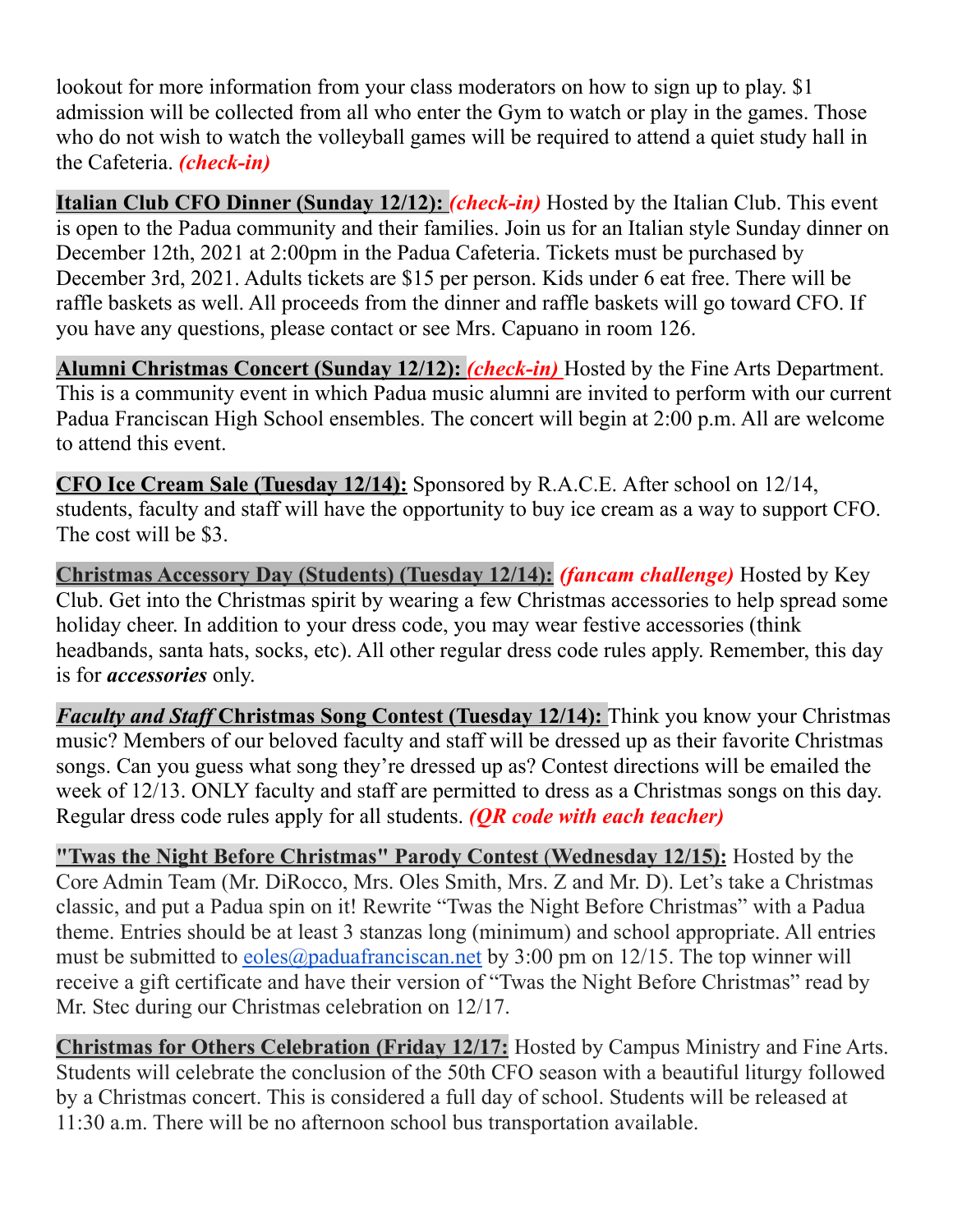lookout for more information from your class moderators on how to sign up to play. $1 admission will be collected from all who enter the Gym to watch or play in the games. Those who do not wish to watch the volleyball games will be required to attend a quiet study hall in the Cafeteria. ***(check-in)***

**Italian Club CFO Dinner (Sunday 12/12):** ***(check-in)*** Hosted by the Italian Club. This event is open to the Padua community and their families. Join us for an Italian style Sunday dinner on December 12th, 2021 at 2:00pm in the Padua Cafeteria. Tickets must be purchased by December 3rd, 2021. Adults tickets are $15 per person. Kids under 6 eat free. There will be raffle baskets as well. All proceeds from the dinner and raffle baskets will go toward CFO. If you have any questions, please contact or see Mrs. Capuano in room 126.

**Alumni Christmas Concert (Sunday 12/12):** ***(check-in)*** Hosted by the Fine Arts Department. This is a community event in which Padua music alumni are invited to perform with our current Padua Franciscan High School ensembles. The concert will begin at 2:00 p.m. All are welcome to attend this event.

**CFO Ice Cream Sale (Tuesday 12/14):** Sponsored by R.A.C.E. After school on 12/14, students, faculty and staff will have the opportunity to buy ice cream as a way to support CFO. The cost will be $3.

**Christmas Accessory Day (Students) (Tuesday 12/14):** ***(fancam challenge)*** Hosted by Key Club. Get into the Christmas spirit by wearing a few Christmas accessories to help spread some holiday cheer. In addition to your dress code, you may wear festive accessories (think headbands, santa hats, socks, etc). All other regular dress code rules apply. Remember, this day is for ***accessories*** only.

***Faculty and Staff* Christmas Song Contest (Tuesday 12/14):** Think you know your Christmas music? Members of our beloved faculty and staff will be dressed up as their favorite Christmas songs. Can you guess what song they're dressed up as? Contest directions will be emailed the week of 12/13. ONLY faculty and staff are permitted to dress as a Christmas songs on this day. Regular dress code rules apply for all students. ***(QR code with each teacher)***

**"Twas the Night Before Christmas" Parody Contest (Wednesday 12/15):** Hosted by the Core Admin Team (Mr. DiRocco, Mrs. Oles Smith, Mrs. Z and Mr. D). Let's take a Christmas classic, and put a Padua spin on it! Rewrite "Twas the Night Before Christmas" with a Padua theme. Entries should be at least 3 stanzas long (minimum) and school appropriate. All entries must be submitted to eoles@paduafranciscan.net by 3:00 pm on 12/15. The top winner will receive a gift certificate and have their version of "Twas the Night Before Christmas" read by Mr. Stec during our Christmas celebration on 12/17.

**Christmas for Others Celebration (Friday 12/17:** Hosted by Campus Ministry and Fine Arts. Students will celebrate the conclusion of the 50th CFO season with a beautiful liturgy followed by a Christmas concert. This is considered a full day of school. Students will be released at 11:30 a.m. There will be no afternoon school bus transportation available.